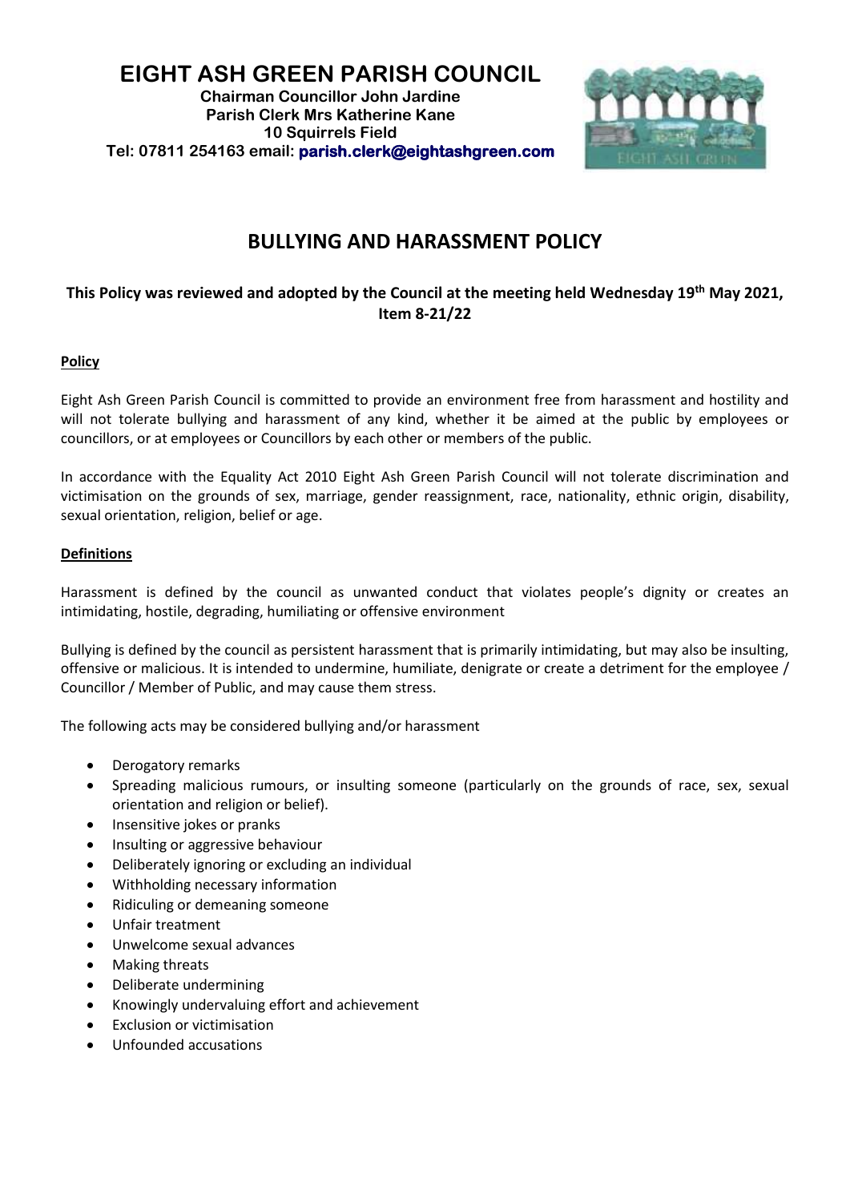# EIGHT ASH GREEN PARISH COUNCIL

**Chairman Councillor John Jardine**
**Parish Clerk Mrs Katherine Kane**
**10 Squirrels Field**
**Tel: 07811 254163 email: parish.clerk@eightashgreen.com**

## BULLYING AND HARASSMENT POLICY

**This Policy was reviewed and adopted by the Council at the meeting held Wednesday 19th May 2021, Item 8-21/22**

### Policy

Eight Ash Green Parish Council is committed to provide an environment free from harassment and hostility and will not tolerate bullying and harassment of any kind, whether it be aimed at the public by employees or councillors, or at employees or Councillors by each other or members of the public.

In accordance with the Equality Act 2010 Eight Ash Green Parish Council will not tolerate discrimination and victimisation on the grounds of sex, marriage, gender reassignment, race, nationality, ethnic origin, disability, sexual orientation, religion, belief or age.

### Definitions

Harassment is defined by the council as unwanted conduct that violates people's dignity or creates an intimidating, hostile, degrading, humiliating or offensive environment

Bullying is defined by the council as persistent harassment that is primarily intimidating, but may also be insulting, offensive or malicious. It is intended to undermine, humiliate, denigrate or create a detriment for the employee / Councillor / Member of Public, and may cause them stress.

The following acts may be considered bullying and/or harassment

- Derogatory remarks
- Spreading malicious rumours, or insulting someone (particularly on the grounds of race, sex, sexual orientation and religion or belief).
- Insensitive jokes or pranks
- Insulting or aggressive behaviour
- Deliberately ignoring or excluding an individual
- Withholding necessary information
- Ridiculing or demeaning someone
- Unfair treatment
- Unwelcome sexual advances
- Making threats
- Deliberate undermining
- Knowingly undervaluing effort and achievement
- Exclusion or victimisation
- Unfounded accusations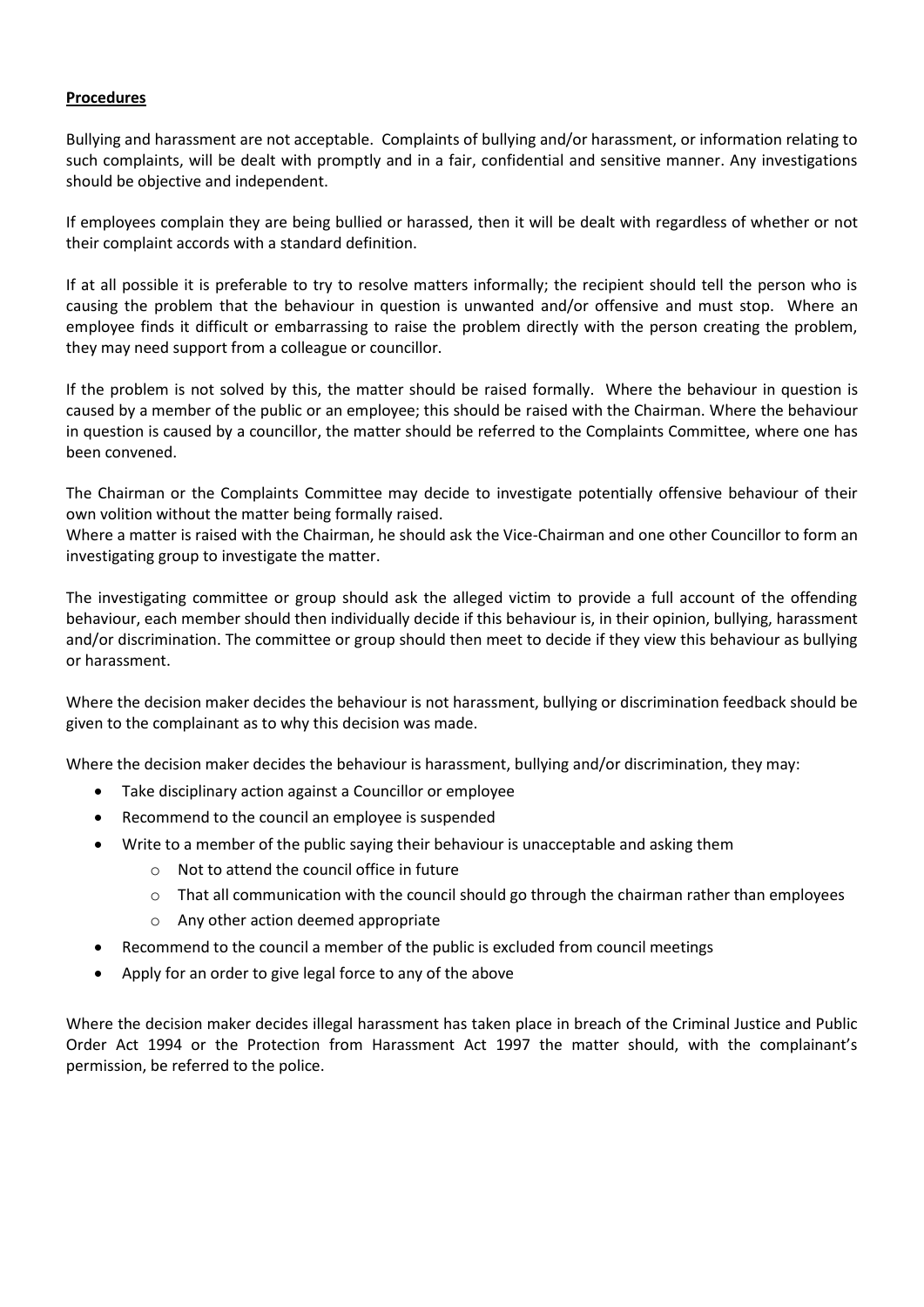**Procedures**

Bullying and harassment are not acceptable. Complaints of bullying and/or harassment, or information relating to such complaints, will be dealt with promptly and in a fair, confidential and sensitive manner. Any investigations should be objective and independent.

If employees complain they are being bullied or harassed, then it will be dealt with regardless of whether or not their complaint accords with a standard definition.

If at all possible it is preferable to try to resolve matters informally; the recipient should tell the person who is causing the problem that the behaviour in question is unwanted and/or offensive and must stop. Where an employee finds it difficult or embarrassing to raise the problem directly with the person creating the problem, they may need support from a colleague or councillor.

If the problem is not solved by this, the matter should be raised formally. Where the behaviour in question is caused by a member of the public or an employee; this should be raised with the Chairman. Where the behaviour in question is caused by a councillor, the matter should be referred to the Complaints Committee, where one has been convened.

The Chairman or the Complaints Committee may decide to investigate potentially offensive behaviour of their own volition without the matter being formally raised.

Where a matter is raised with the Chairman, he should ask the Vice-Chairman and one other Councillor to form an investigating group to investigate the matter.

The investigating committee or group should ask the alleged victim to provide a full account of the offending behaviour, each member should then individually decide if this behaviour is, in their opinion, bullying, harassment and/or discrimination. The committee or group should then meet to decide if they view this behaviour as bullying or harassment.

Where the decision maker decides the behaviour is not harassment, bullying or discrimination feedback should be given to the complainant as to why this decision was made.

Where the decision maker decides the behaviour is harassment, bullying and/or discrimination, they may:

- Take disciplinary action against a Councillor or employee
- Recommend to the council an employee is suspended
- Write to a member of the public saying their behaviour is unacceptable and asking them
  - Not to attend the council office in future
  - That all communication with the council should go through the chairman rather than employees
  - Any other action deemed appropriate
- Recommend to the council a member of the public is excluded from council meetings
- Apply for an order to give legal force to any of the above

Where the decision maker decides illegal harassment has taken place in breach of the Criminal Justice and Public Order Act 1994 or the Protection from Harassment Act 1997 the matter should, with the complainant's permission, be referred to the police.